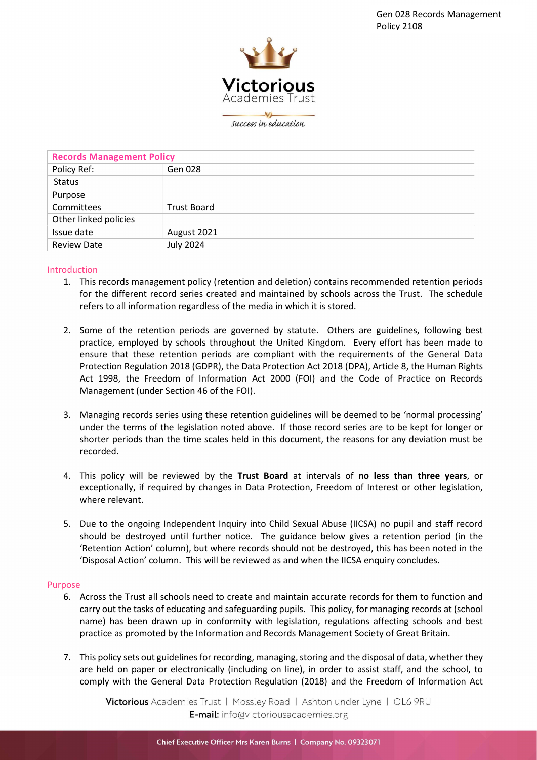| Records Management Policy | |
|---|---|
| Policy Ref: | Gen 028 |
| Status | |
| Purpose | |
| Committees | Trust Board |
| Other linked policies | |
| Issue date | August 2021 |
| Review Date | July 2024 |

## Introduction

1. This records management policy (retention and deletion) contains recommended retention periods for the different record series created and maintained by schools across the Trust. The schedule refers to all information regardless of the media in which it is stored.

2. Some of the retention periods are governed by statute. Others are guidelines, following best practice, employed by schools throughout the United Kingdom. Every effort has been made to ensure that these retention periods are compliant with the requirements of the General Data Protection Regulation 2018 (GDPR), the Data Protection Act 2018 (DPA), Article 8, the Human Rights Act 1998, the Freedom of Information Act 2000 (FOI) and the Code of Practice on Records Management (under Section 46 of the FOI).

3. Managing records series using these retention guidelines will be deemed to be 'normal processing' under the terms of the legislation noted above. If those record series are to be kept for longer or shorter periods than the time scales held in this document, the reasons for any deviation must be recorded.

4. This policy will be reviewed by the **Trust Board** at intervals of **no less than three years**, or exceptionally, if required by changes in Data Protection, Freedom of Interest or other legislation, where relevant.

5. Due to the ongoing Independent Inquiry into Child Sexual Abuse (IICSA) no pupil and staff record should be destroyed until further notice. The guidance below gives a retention period (in the 'Retention Action' column), but where records should not be destroyed, this has been noted in the 'Disposal Action' column. This will be reviewed as and when the IICSA enquiry concludes.

## Purpose

6. Across the Trust all schools need to create and maintain accurate records for them to function and carry out the tasks of educating and safeguarding pupils. This policy, for managing records at (school name) has been drawn up in conformity with legislation, regulations affecting schools and best practice as promoted by the Information and Records Management Society of Great Britain.

7. This policy sets out guidelines for recording, managing, storing and the disposal of data, whether they are held on paper or electronically (including on line), in order to assist staff, and the school, to comply with the General Data Protection Regulation (2018) and the Freedom of Information Act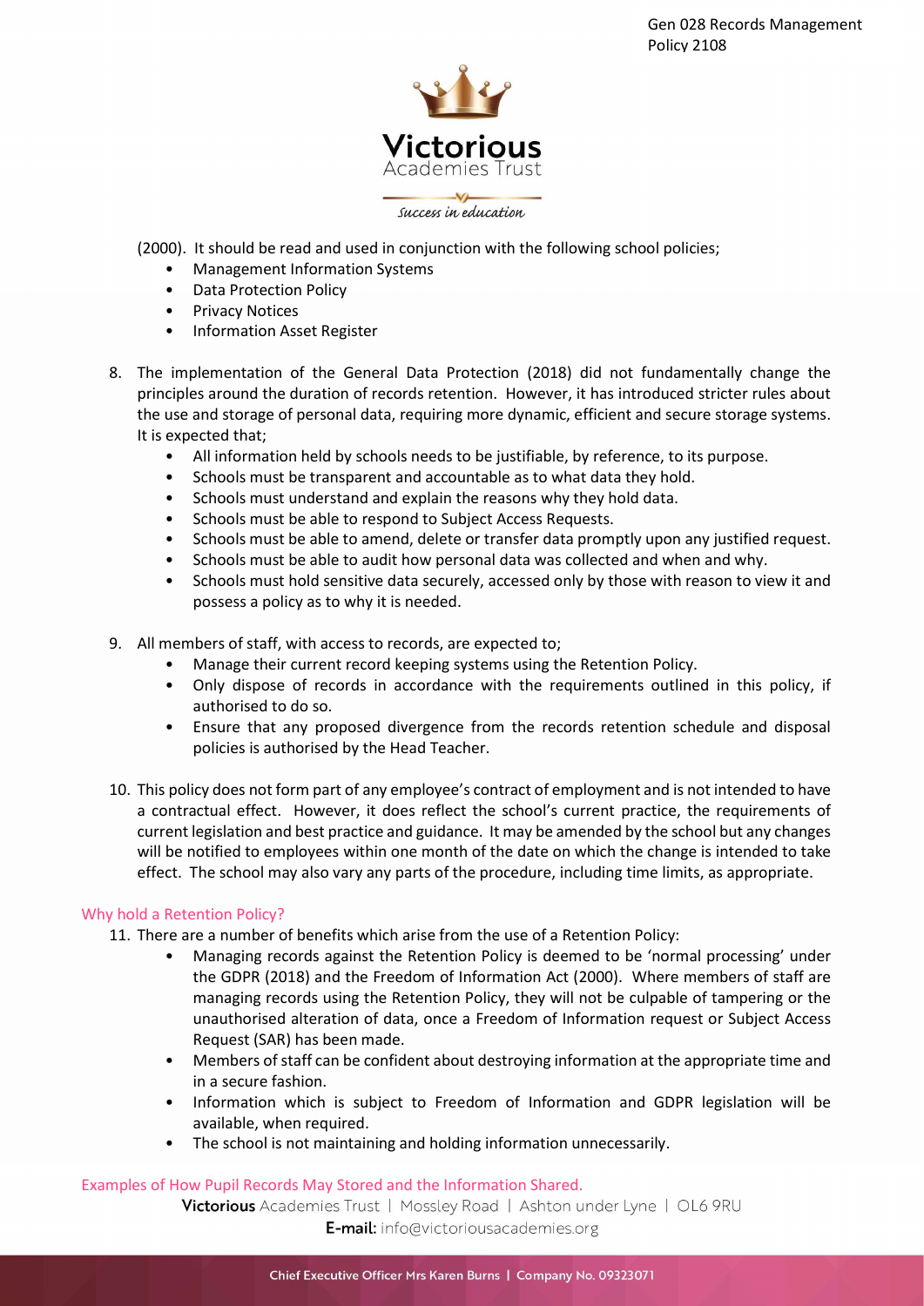(2000). It should be read and used in conjunction with the following school policies;

- Management Information Systems
- Data Protection Policy
- Privacy Notices
- Information Asset Register

8. The implementation of the General Data Protection (2018) did not fundamentally change the principles around the duration of records retention. However, it has introduced stricter rules about the use and storage of personal data, requiring more dynamic, efficient and secure storage systems. It is expected that;
    - All information held by schools needs to be justifiable, by reference, to its purpose.
    - Schools must be transparent and accountable as to what data they hold.
    - Schools must understand and explain the reasons why they hold data.
    - Schools must be able to respond to Subject Access Requests.
    - Schools must be able to amend, delete or transfer data promptly upon any justified request.
    - Schools must be able to audit how personal data was collected and when and why.
    - Schools must hold sensitive data securely, accessed only by those with reason to view it and possess a policy as to why it is needed.

9. All members of staff, with access to records, are expected to;
    - Manage their current record keeping systems using the Retention Policy.
    - Only dispose of records in accordance with the requirements outlined in this policy, if authorised to do so.
    - Ensure that any proposed divergence from the records retention schedule and disposal policies is authorised by the Head Teacher.

10. This policy does not form part of any employee's contract of employment and is not intended to have a contractual effect. However, it does reflect the school's current practice, the requirements of current legislation and best practice and guidance. It may be amended by the school but any changes will be notified to employees within one month of the date on which the change is intended to take effect. The school may also vary any parts of the procedure, including time limits, as appropriate.

## Why hold a Retention Policy?

11. There are a number of benefits which arise from the use of a Retention Policy:
    - Managing records against the Retention Policy is deemed to be 'normal processing' under the GDPR (2018) and the Freedom of Information Act (2000). Where members of staff are managing records using the Retention Policy, they will not be culpable of tampering or the unauthorised alteration of data, once a Freedom of Information request or Subject Access Request (SAR) has been made.
    - Members of staff can be confident about destroying information at the appropriate time and in a secure fashion.
    - Information which is subject to Freedom of Information and GDPR legislation will be available, when required.
    - The school is not maintaining and holding information unnecessarily.

## Examples of How Pupil Records May Stored and the Information Shared.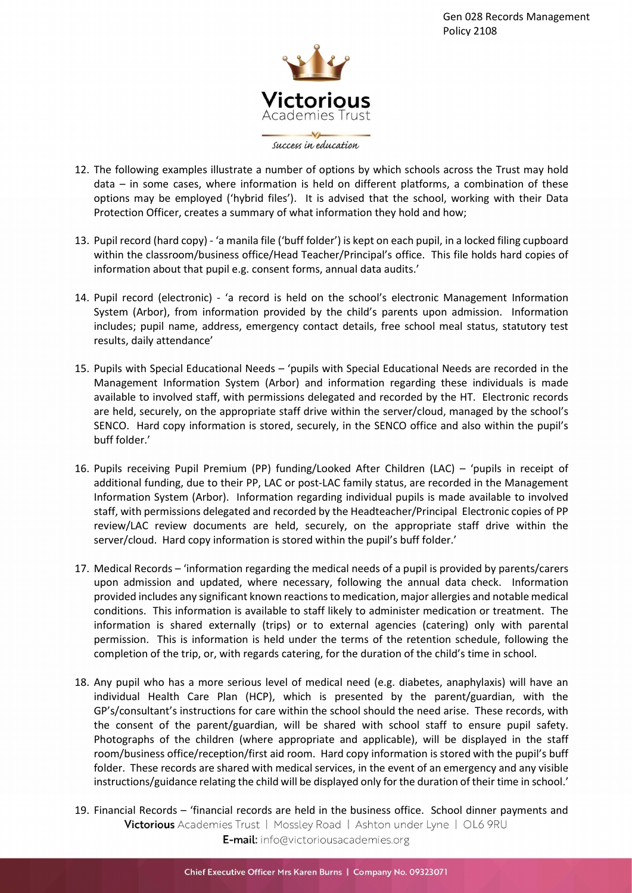12. The following examples illustrate a number of options by which schools across the Trust may hold data – in some cases, where information is held on different platforms, a combination of these options may be employed ('hybrid files'). It is advised that the school, working with their Data Protection Officer, creates a summary of what information they hold and how;

13. Pupil record (hard copy) - 'a manila file ('buff folder') is kept on each pupil, in a locked filing cupboard within the classroom/business office/Head Teacher/Principal's office. This file holds hard copies of information about that pupil e.g. consent forms, annual data audits.'

14. Pupil record (electronic) - 'a record is held on the school's electronic Management Information System (Arbor), from information provided by the child's parents upon admission. Information includes; pupil name, address, emergency contact details, free school meal status, statutory test results, daily attendance'

15. Pupils with Special Educational Needs – 'pupils with Special Educational Needs are recorded in the Management Information System (Arbor) and information regarding these individuals is made available to involved staff, with permissions delegated and recorded by the HT. Electronic records are held, securely, on the appropriate staff drive within the server/cloud, managed by the school's SENCO. Hard copy information is stored, securely, in the SENCO office and also within the pupil's buff folder.'

16. Pupils receiving Pupil Premium (PP) funding/Looked After Children (LAC) – 'pupils in receipt of additional funding, due to their PP, LAC or post-LAC family status, are recorded in the Management Information System (Arbor). Information regarding individual pupils is made available to involved staff, with permissions delegated and recorded by the Headteacher/Principal Electronic copies of PP review/LAC review documents are held, securely, on the appropriate staff drive within the server/cloud. Hard copy information is stored within the pupil's buff folder.'

17. Medical Records – 'information regarding the medical needs of a pupil is provided by parents/carers upon admission and updated, where necessary, following the annual data check. Information provided includes any significant known reactions to medication, major allergies and notable medical conditions. This information is available to staff likely to administer medication or treatment. The information is shared externally (trips) or to external agencies (catering) only with parental permission. This is information is held under the terms of the retention schedule, following the completion of the trip, or, with regards catering, for the duration of the child's time in school.

18. Any pupil who has a more serious level of medical need (e.g. diabetes, anaphylaxis) will have an individual Health Care Plan (HCP), which is presented by the parent/guardian, with the GP's/consultant's instructions for care within the school should the need arise. These records, with the consent of the parent/guardian, will be shared with school staff to ensure pupil safety. Photographs of the children (where appropriate and applicable), will be displayed in the staff room/business office/reception/first aid room. Hard copy information is stored with the pupil's buff folder. These records are shared with medical services, in the event of an emergency and any visible instructions/guidance relating the child will be displayed only for the duration of their time in school.'

19. Financial Records – 'financial records are held in the business office. School dinner payments and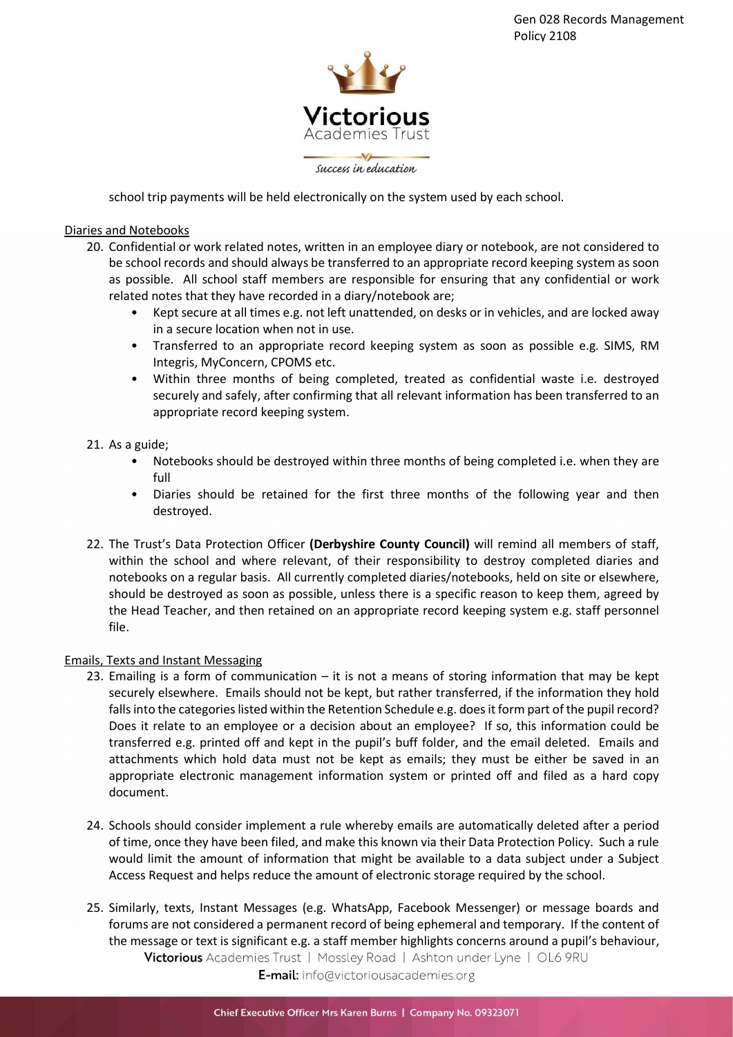school trip payments will be held electronically on the system used by each school.

Diaries and Notebooks

20. Confidential or work related notes, written in an employee diary or notebook, are not considered to be school records and should always be transferred to an appropriate record keeping system as soon as possible. All school staff members are responsible for ensuring that any confidential or work related notes that they have recorded in a diary/notebook are;
    - Kept secure at all times e.g. not left unattended, on desks or in vehicles, and are locked away in a secure location when not in use.
    - Transferred to an appropriate record keeping system as soon as possible e.g. SIMS, RM Integris, MyConcern, CPOMS etc.
    - Within three months of being completed, treated as confidential waste i.e. destroyed securely and safely, after confirming that all relevant information has been transferred to an appropriate record keeping system.

21. As a guide;
    - Notebooks should be destroyed within three months of being completed i.e. when they are full
    - Diaries should be retained for the first three months of the following year and then destroyed.

22. The Trust's Data Protection Officer **(Derbyshire County Council)** will remind all members of staff, within the school and where relevant, of their responsibility to destroy completed diaries and notebooks on a regular basis. All currently completed diaries/notebooks, held on site or elsewhere, should be destroyed as soon as possible, unless there is a specific reason to keep them, agreed by the Head Teacher, and then retained on an appropriate record keeping system e.g. staff personnel file.

Emails, Texts and Instant Messaging

23. Emailing is a form of communication – it is not a means of storing information that may be kept securely elsewhere. Emails should not be kept, but rather transferred, if the information they hold falls into the categories listed within the Retention Schedule e.g. does it form part of the pupil record? Does it relate to an employee or a decision about an employee? If so, this information could be transferred e.g. printed off and kept in the pupil's buff folder, and the email deleted. Emails and attachments which hold data must not be kept as emails; they must be either be saved in an appropriate electronic management information system or printed off and filed as a hard copy document.

24. Schools should consider implement a rule whereby emails are automatically deleted after a period of time, once they have been filed, and make this known via their Data Protection Policy. Such a rule would limit the amount of information that might be available to a data subject under a Subject Access Request and helps reduce the amount of electronic storage required by the school.

25. Similarly, texts, Instant Messages (e.g. WhatsApp, Facebook Messenger) or message boards and forums are not considered a permanent record of being ephemeral and temporary. If the content of the message or text is significant e.g. a staff member highlights concerns around a pupil's behaviour,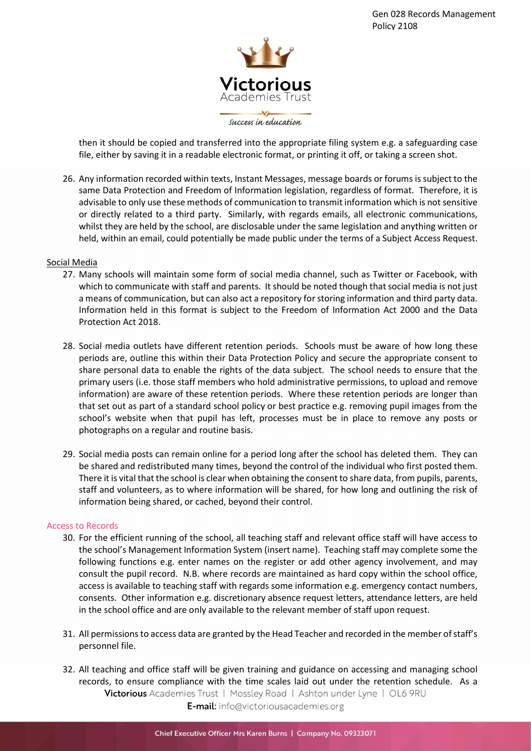then it should be copied and transferred into the appropriate filing system e.g. a safeguarding case file, either by saving it in a readable electronic format, or printing it off, or taking a screen shot.

26. Any information recorded within texts, Instant Messages, message boards or forums is subject to the same Data Protection and Freedom of Information legislation, regardless of format. Therefore, it is advisable to only use these methods of communication to transmit information which is not sensitive or directly related to a third party. Similarly, with regards emails, all electronic communications, whilst they are held by the school, are disclosable under the same legislation and anything written or held, within an email, could potentially be made public under the terms of a Subject Access Request.

Social Media

27. Many schools will maintain some form of social media channel, such as Twitter or Facebook, with which to communicate with staff and parents. It should be noted though that social media is not just a means of communication, but can also act a repository for storing information and third party data. Information held in this format is subject to the Freedom of Information Act 2000 and the Data Protection Act 2018.

28. Social media outlets have different retention periods. Schools must be aware of how long these periods are, outline this within their Data Protection Policy and secure the appropriate consent to share personal data to enable the rights of the data subject. The school needs to ensure that the primary users (i.e. those staff members who hold administrative permissions, to upload and remove information) are aware of these retention periods. Where these retention periods are longer than that set out as part of a standard school policy or best practice e.g. removing pupil images from the school's website when that pupil has left, processes must be in place to remove any posts or photographs on a regular and routine basis.

29. Social media posts can remain online for a period long after the school has deleted them. They can be shared and redistributed many times, beyond the control of the individual who first posted them. There it is vital that the school is clear when obtaining the consent to share data, from pupils, parents, staff and volunteers, as to where information will be shared, for how long and outlining the risk of information being shared, or cached, beyond their control.

## Access to Records

30. For the efficient running of the school, all teaching staff and relevant office staff will have access to the school's Management Information System (insert name). Teaching staff may complete some the following functions e.g. enter names on the register or add other agency involvement, and may consult the pupil record. N.B. where records are maintained as hard copy within the school office, access is available to teaching staff with regards some information e.g. emergency contact numbers, consents. Other information e.g. discretionary absence request letters, attendance letters, are held in the school office and are only available to the relevant member of staff upon request.

31. All permissions to access data are granted by the Head Teacher and recorded in the member of staff's personnel file.

32. All teaching and office staff will be given training and guidance on accessing and managing school records, to ensure compliance with the time scales laid out under the retention schedule. As a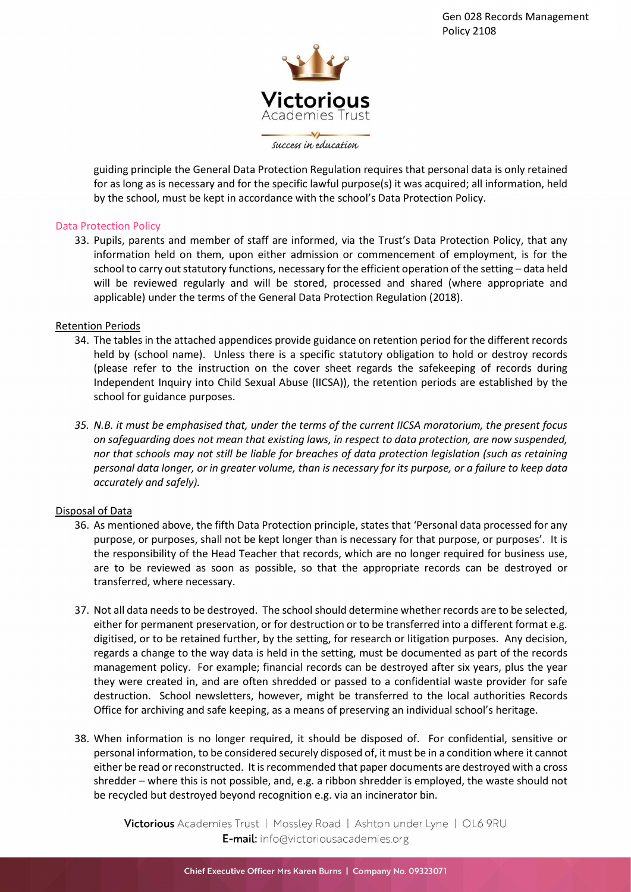guiding principle the General Data Protection Regulation requires that personal data is only retained for as long as is necessary and for the specific lawful purpose(s) it was acquired; all information, held by the school, must be kept in accordance with the school's Data Protection Policy.

### Data Protection Policy

33. Pupils, parents and member of staff are informed, via the Trust's Data Protection Policy, that any information held on them, upon either admission or commencement of employment, is for the school to carry out statutory functions, necessary for the efficient operation of the setting – data held will be reviewed regularly and will be stored, processed and shared (where appropriate and applicable) under the terms of the General Data Protection Regulation (2018).

### Retention Periods

34. The tables in the attached appendices provide guidance on retention period for the different records held by (school name). Unless there is a specific statutory obligation to hold or destroy records (please refer to the instruction on the cover sheet regards the safekeeping of records during Independent Inquiry into Child Sexual Abuse (IICSA)), the retention periods are established by the school for guidance purposes.

35. *N.B. it must be emphasised that, under the terms of the current IICSA moratorium, the present focus on safeguarding does not mean that existing laws, in respect to data protection, are now suspended, nor that schools may not still be liable for breaches of data protection legislation (such as retaining personal data longer, or in greater volume, than is necessary for its purpose, or a failure to keep data accurately and safely).*

### Disposal of Data

36. As mentioned above, the fifth Data Protection principle, states that 'Personal data processed for any purpose, or purposes, shall not be kept longer than is necessary for that purpose, or purposes'. It is the responsibility of the Head Teacher that records, which are no longer required for business use, are to be reviewed as soon as possible, so that the appropriate records can be destroyed or transferred, where necessary.

37. Not all data needs to be destroyed. The school should determine whether records are to be selected, either for permanent preservation, or for destruction or to be transferred into a different format e.g. digitised, or to be retained further, by the setting, for research or litigation purposes. Any decision, regards a change to the way data is held in the setting, must be documented as part of the records management policy. For example; financial records can be destroyed after six years, plus the year they were created in, and are often shredded or passed to a confidential waste provider for safe destruction. School newsletters, however, might be transferred to the local authorities Records Office for archiving and safe keeping, as a means of preserving an individual school's heritage.

38. When information is no longer required, it should be disposed of. For confidential, sensitive or personal information, to be considered securely disposed of, it must be in a condition where it cannot either be read or reconstructed. It is recommended that paper documents are destroyed with a cross shredder – where this is not possible, and, e.g. a ribbon shredder is employed, the waste should not be recycled but destroyed beyond recognition e.g. via an incinerator bin.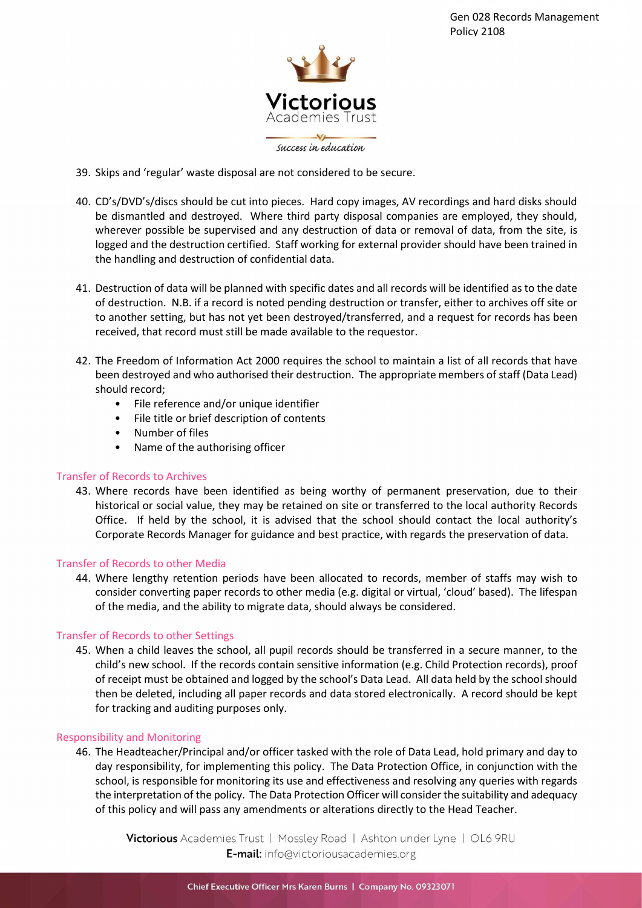39. Skips and 'regular' waste disposal are not considered to be secure.

40. CD's/DVD's/discs should be cut into pieces. Hard copy images, AV recordings and hard disks should be dismantled and destroyed. Where third party disposal companies are employed, they should, wherever possible be supervised and any destruction of data or removal of data, from the site, is logged and the destruction certified. Staff working for external provider should have been trained in the handling and destruction of confidential data.

41. Destruction of data will be planned with specific dates and all records will be identified as to the date of destruction. N.B. if a record is noted pending destruction or transfer, either to archives off site or to another setting, but has not yet been destroyed/transferred, and a request for records has been received, that record must still be made available to the requestor.

42. The Freedom of Information Act 2000 requires the school to maintain a list of all records that have been destroyed and who authorised their destruction. The appropriate members of staff (Data Lead) should record;
    - File reference and/or unique identifier
    - File title or brief description of contents
    - Number of files
    - Name of the authorising officer

## Transfer of Records to Archives

43. Where records have been identified as being worthy of permanent preservation, due to their historical or social value, they may be retained on site or transferred to the local authority Records Office. If held by the school, it is advised that the school should contact the local authority's Corporate Records Manager for guidance and best practice, with regards the preservation of data.

## Transfer of Records to other Media

44. Where lengthy retention periods have been allocated to records, member of staffs may wish to consider converting paper records to other media (e.g. digital or virtual, 'cloud' based). The lifespan of the media, and the ability to migrate data, should always be considered.

## Transfer of Records to other Settings

45. When a child leaves the school, all pupil records should be transferred in a secure manner, to the child's new school. If the records contain sensitive information (e.g. Child Protection records), proof of receipt must be obtained and logged by the school's Data Lead. All data held by the school should then be deleted, including all paper records and data stored electronically. A record should be kept for tracking and auditing purposes only.

## Responsibility and Monitoring

46. The Headteacher/Principal and/or officer tasked with the role of Data Lead, hold primary and day to day responsibility, for implementing this policy. The Data Protection Office, in conjunction with the school, is responsible for monitoring its use and effectiveness and resolving any queries with regards the interpretation of the policy. The Data Protection Officer will consider the suitability and adequacy of this policy and will pass any amendments or alterations directly to the Head Teacher.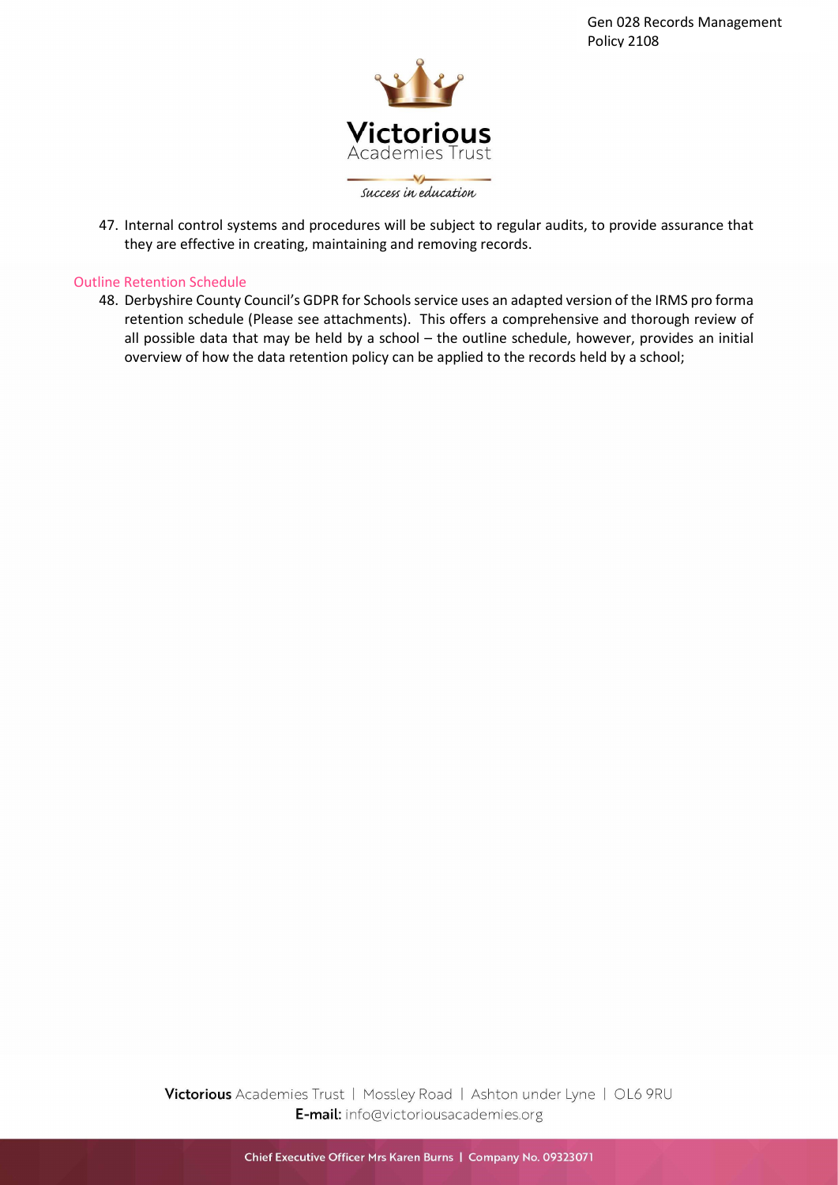47. Internal control systems and procedures will be subject to regular audits, to provide assurance that they are effective in creating, maintaining and removing records.

## Outline Retention Schedule

48. Derbyshire County Council's GDPR for Schools service uses an adapted version of the IRMS pro forma retention schedule (Please see attachments). This offers a comprehensive and thorough review of all possible data that may be held by a school – the outline schedule, however, provides an initial overview of how the data retention policy can be applied to the records held by a school;